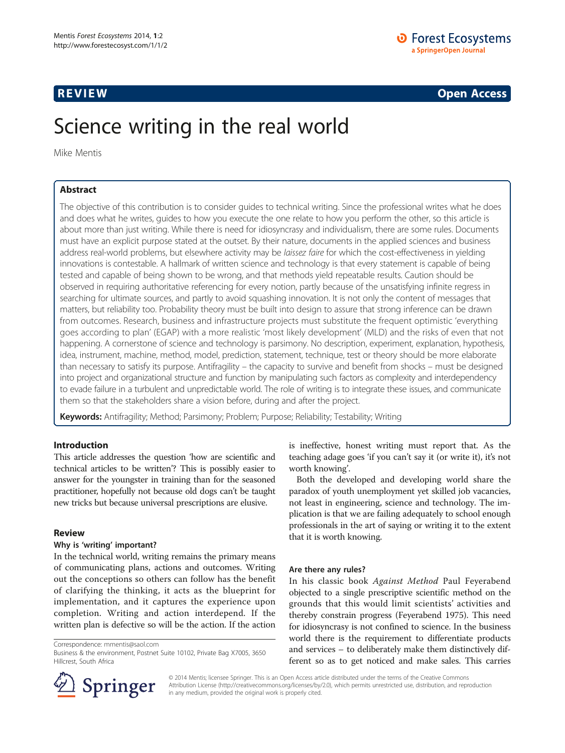REVIEW Open Access

# Science writing in the real world

Mike Mentis

## Abstract

The objective of this contribution is to consider guides to technical writing. Since the professional writes what he does and does what he writes, guides to how you execute the one relate to how you perform the other, so this article is about more than just writing. While there is need for idiosyncrasy and individualism, there are some rules. Documents must have an explicit purpose stated at the outset. By their nature, documents in the applied sciences and business address real-world problems, but elsewhere activity may be *laissez faire* for which the cost-effectiveness in yielding innovations is contestable. A hallmark of written science and technology is that every statement is capable of being tested and capable of being shown to be wrong, and that methods yield repeatable results. Caution should be observed in requiring authoritative referencing for every notion, partly because of the unsatisfying infinite regress in searching for ultimate sources, and partly to avoid squashing innovation. It is not only the content of messages that matters, but reliability too. Probability theory must be built into design to assure that strong inference can be drawn from outcomes. Research, business and infrastructure projects must substitute the frequent optimistic 'everything goes according to plan' (EGAP) with a more realistic 'most likely development' (MLD) and the risks of even that not happening. A cornerstone of science and technology is parsimony. No description, experiment, explanation, hypothesis, idea, instrument, machine, method, model, prediction, statement, technique, test or theory should be more elaborate than necessary to satisfy its purpose. Antifragility – the capacity to survive and benefit from shocks – must be designed into project and organizational structure and function by manipulating such factors as complexity and interdependency to evade failure in a turbulent and unpredictable world. The role of writing is to integrate these issues, and communicate them so that the stakeholders share a vision before, during and after the project.

**Keywords:** Antifragility; Method; Parsimony; Problem; Purpose; Reliability; Testability; Writing

## Introduction

This article addresses the question 'how are scientific and technical articles to be written'? This is possibly easier to answer for the youngster in training than for the seasoned practitioner, hopefully not because old dogs can't be taught new tricks but because universal prescriptions are elusive.

## Review

### Why is 'writing' important?

In the technical world, writing remains the primary means of communicating plans, actions and outcomes. Writing out the conceptions so others can follow has the benefit of clarifying the thinking, it acts as the blueprint for implementation, and it captures the experience upon completion. Writing and action interdepend. If the written plan is defective so will be the action. If the action is ineffective, honest writing must report that. As the teaching adage goes 'if you can't say it (or write it), it's not worth knowing'.

Both the developed and developing world share the paradox of youth unemployment yet skilled job vacancies, not least in engineering, science and technology. The implication is that we are failing adequately to school enough professionals in the art of saying or writing it to the extent that it is worth knowing.

### Are there any rules?

In his classic book *Against Method* Paul Feyerabend objected to a single prescriptive scientific method on the grounds that this would limit scientists' activities and thereby constrain progress (Feyerabend 1975). This need for idiosyncrasy is not confined to science. In the business world there is the requirement to differentiate products and services – to deliberately make them distinctively different so as to get noticed and make sales. This carries

Correspondence: mmentis@saol.com
Business & the environment, Postnet Suite 10102, Private Bag X7005, 3650 Hillcrest, South Africa

© 2014 Mentis; licensee Springer. This is an Open Access article distributed under the terms of the Creative Commons Attribution License (http://creativecommons.org/licenses/by/2.0), which permits unrestricted use, distribution, and reproduction in any medium, provided the original work is properly cited.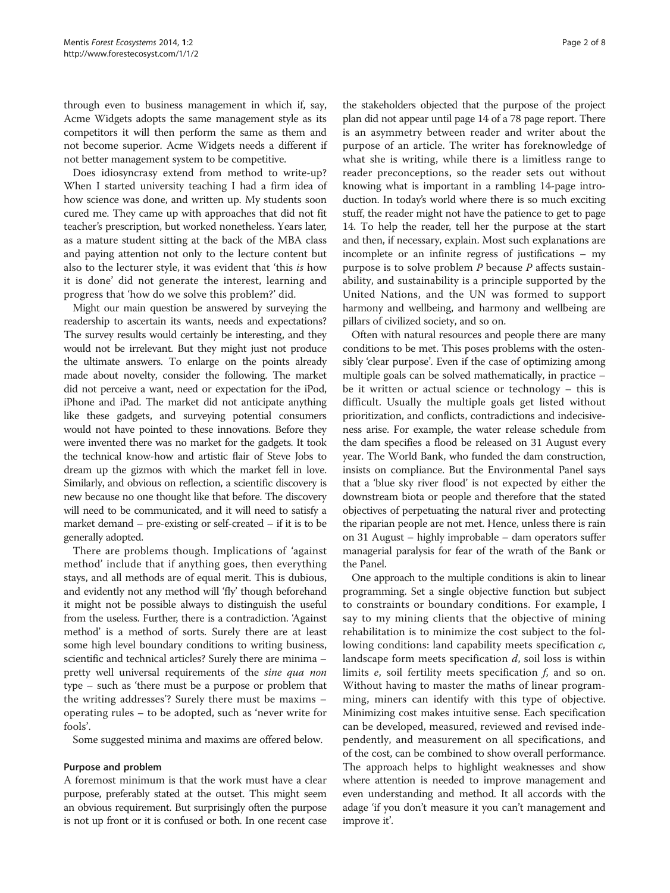through even to business management in which if, say, Acme Widgets adopts the same management style as its competitors it will then perform the same as them and not become superior. Acme Widgets needs a different if not better management system to be competitive.

Does idiosyncrasy extend from method to write-up? When I started university teaching I had a firm idea of how science was done, and written up. My students soon cured me. They came up with approaches that did not fit teacher's prescription, but worked nonetheless. Years later, as a mature student sitting at the back of the MBA class and paying attention not only to the lecture content but also to the lecturer style, it was evident that 'this *is* how it is done' did not generate the interest, learning and progress that 'how do we solve this problem?' did.

Might our main question be answered by surveying the readership to ascertain its wants, needs and expectations? The survey results would certainly be interesting, and they would not be irrelevant. But they might just not produce the ultimate answers. To enlarge on the points already made about novelty, consider the following. The market did not perceive a want, need or expectation for the iPod, iPhone and iPad. The market did not anticipate anything like these gadgets, and surveying potential consumers would not have pointed to these innovations. Before they were invented there was no market for the gadgets. It took the technical know-how and artistic flair of Steve Jobs to dream up the gizmos with which the market fell in love. Similarly, and obvious on reflection, a scientific discovery is new because no one thought like that before. The discovery will need to be communicated, and it will need to satisfy a market demand – pre-existing or self-created – if it is to be generally adopted.

There are problems though. Implications of 'against method' include that if anything goes, then everything stays, and all methods are of equal merit. This is dubious, and evidently not any method will 'fly' though beforehand it might not be possible always to distinguish the useful from the useless. Further, there is a contradiction. 'Against method' is a method of sorts. Surely there are at least some high level boundary conditions to writing business, scientific and technical articles? Surely there are minima – pretty well universal requirements of the *sine qua non* type – such as 'there must be a purpose or problem that the writing addresses'? Surely there must be maxims – operating rules – to be adopted, such as 'never write for fools'.

Some suggested minima and maxims are offered below.

### Purpose and problem

A foremost minimum is that the work must have a clear purpose, preferably stated at the outset. This might seem an obvious requirement. But surprisingly often the purpose is not up front or it is confused or both. In one recent case the stakeholders objected that the purpose of the project plan did not appear until page 14 of a 78 page report. There is an asymmetry between reader and writer about the purpose of an article. The writer has foreknowledge of what she is writing, while there is a limitless range to reader preconceptions, so the reader sets out without knowing what is important in a rambling 14-page introduction. In today's world where there is so much exciting stuff, the reader might not have the patience to get to page 14. To help the reader, tell her the purpose at the start and then, if necessary, explain. Most such explanations are incomplete or an infinite regress of justifications – my purpose is to solve problem *P* because *P* affects sustainability, and sustainability is a principle supported by the United Nations, and the UN was formed to support harmony and wellbeing, and harmony and wellbeing are pillars of civilized society, and so on.

Often with natural resources and people there are many conditions to be met. This poses problems with the ostensibly 'clear purpose'. Even if the case of optimizing among multiple goals can be solved mathematically, in practice – be it written or actual science or technology – this is difficult. Usually the multiple goals get listed without prioritization, and conflicts, contradictions and indecisiveness arise. For example, the water release schedule from the dam specifies a flood be released on 31 August every year. The World Bank, who funded the dam construction, insists on compliance. But the Environmental Panel says that a 'blue sky river flood' is not expected by either the downstream biota or people and therefore that the stated objectives of perpetuating the natural river and protecting the riparian people are not met. Hence, unless there is rain on 31 August – highly improbable – dam operators suffer managerial paralysis for fear of the wrath of the Bank or the Panel.

One approach to the multiple conditions is akin to linear programming. Set a single objective function but subject to constraints or boundary conditions. For example, I say to my mining clients that the objective of mining rehabilitation is to minimize the cost subject to the following conditions: land capability meets specification *c*, landscape form meets specification *d*, soil loss is within limits *e*, soil fertility meets specification *f*, and so on. Without having to master the maths of linear programming, miners can identify with this type of objective. Minimizing cost makes intuitive sense. Each specification can be developed, measured, reviewed and revised independently, and measurement on all specifications, and of the cost, can be combined to show overall performance. The approach helps to highlight weaknesses and show where attention is needed to improve management and even understanding and method. It all accords with the adage 'if you don't measure it you can't management and improve it'.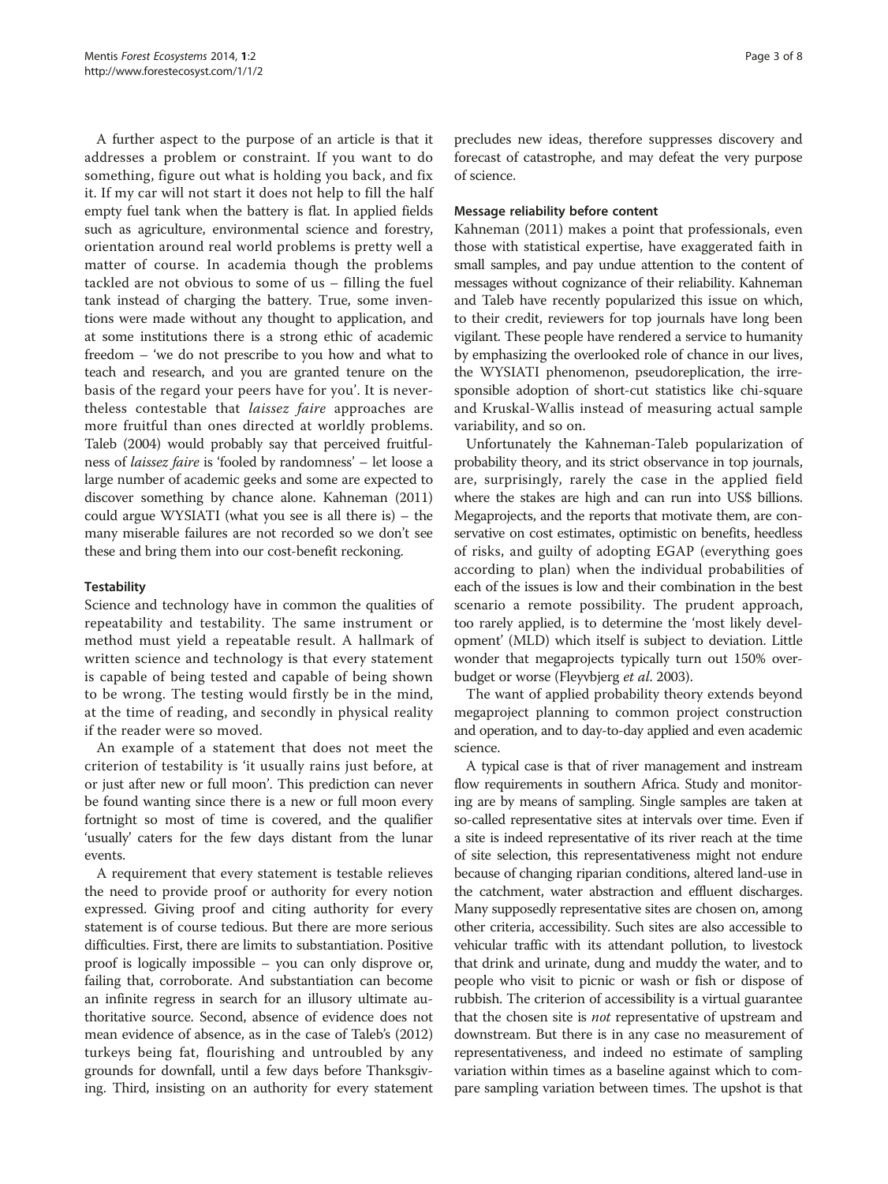A further aspect to the purpose of an article is that it addresses a problem or constraint. If you want to do something, figure out what is holding you back, and fix it. If my car will not start it does not help to fill the half empty fuel tank when the battery is flat. In applied fields such as agriculture, environmental science and forestry, orientation around real world problems is pretty well a matter of course. In academia though the problems tackled are not obvious to some of us – filling the fuel tank instead of charging the battery. True, some inventions were made without any thought to application, and at some institutions there is a strong ethic of academic freedom – 'we do not prescribe to you how and what to teach and research, and you are granted tenure on the basis of the regard your peers have for you'. It is nevertheless contestable that *laissez faire* approaches are more fruitful than ones directed at worldly problems. Taleb (2004) would probably say that perceived fruitfulness of *laissez faire* is 'fooled by randomness' – let loose a large number of academic geeks and some are expected to discover something by chance alone. Kahneman (2011) could argue WYSIATI (what you see is all there is) – the many miserable failures are not recorded so we don't see these and bring them into our cost-benefit reckoning.

#### Testability

Science and technology have in common the qualities of repeatability and testability. The same instrument or method must yield a repeatable result. A hallmark of written science and technology is that every statement is capable of being tested and capable of being shown to be wrong. The testing would firstly be in the mind, at the time of reading, and secondly in physical reality if the reader were so moved.

An example of a statement that does not meet the criterion of testability is 'it usually rains just before, at or just after new or full moon'. This prediction can never be found wanting since there is a new or full moon every fortnight so most of time is covered, and the qualifier 'usually' caters for the few days distant from the lunar events.

A requirement that every statement is testable relieves the need to provide proof or authority for every notion expressed. Giving proof and citing authority for every statement is of course tedious. But there are more serious difficulties. First, there are limits to substantiation. Positive proof is logically impossible – you can only disprove or, failing that, corroborate. And substantiation can become an infinite regress in search for an illusory ultimate authoritative source. Second, absence of evidence does not mean evidence of absence, as in the case of Taleb's (2012) turkeys being fat, flourishing and untroubled by any grounds for downfall, until a few days before Thanksgiving. Third, insisting on an authority for every statement precludes new ideas, therefore suppresses discovery and forecast of catastrophe, and may defeat the very purpose of science.

#### Message reliability before content

Kahneman (2011) makes a point that professionals, even those with statistical expertise, have exaggerated faith in small samples, and pay undue attention to the content of messages without cognizance of their reliability. Kahneman and Taleb have recently popularized this issue on which, to their credit, reviewers for top journals have long been vigilant. These people have rendered a service to humanity by emphasizing the overlooked role of chance in our lives, the WYSIATI phenomenon, pseudoreplication, the irresponsible adoption of short-cut statistics like chi-square and Kruskal-Wallis instead of measuring actual sample variability, and so on.

Unfortunately the Kahneman-Taleb popularization of probability theory, and its strict observance in top journals, are, surprisingly, rarely the case in the applied field where the stakes are high and can run into US$ billions. Megaprojects, and the reports that motivate them, are conservative on cost estimates, optimistic on benefits, heedless of risks, and guilty of adopting EGAP (everything goes according to plan) when the individual probabilities of each of the issues is low and their combination in the best scenario a remote possibility. The prudent approach, too rarely applied, is to determine the 'most likely development' (MLD) which itself is subject to deviation. Little wonder that megaprojects typically turn out 150% over-budget or worse (Fleyvbjerg *et al*. 2003).

The want of applied probability theory extends beyond megaproject planning to common project construction and operation, and to day-to-day applied and even academic science.

A typical case is that of river management and instream flow requirements in southern Africa. Study and monitoring are by means of sampling. Single samples are taken at so-called representative sites at intervals over time. Even if a site is indeed representative of its river reach at the time of site selection, this representativeness might not endure because of changing riparian conditions, altered land-use in the catchment, water abstraction and effluent discharges. Many supposedly representative sites are chosen on, among other criteria, accessibility. Such sites are also accessible to vehicular traffic with its attendant pollution, to livestock that drink and urinate, dung and muddy the water, and to people who visit to picnic or wash or fish or dispose of rubbish. The criterion of accessibility is a virtual guarantee that the chosen site is *not* representative of upstream and downstream. But there is in any case no measurement of representativeness, and indeed no estimate of sampling variation within times as a baseline against which to compare sampling variation between times. The upshot is that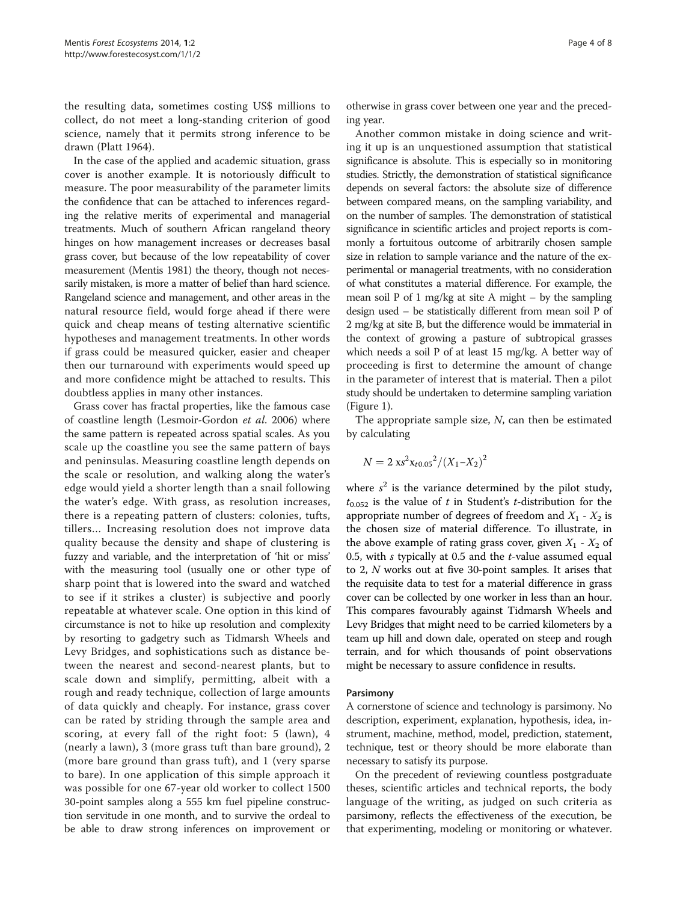the resulting data, sometimes costing US$ millions to collect, do not meet a long-standing criterion of good science, namely that it permits strong inference to be drawn (Platt 1964).

In the case of the applied and academic situation, grass cover is another example. It is notoriously difficult to measure. The poor measurability of the parameter limits the confidence that can be attached to inferences regarding the relative merits of experimental and managerial treatments. Much of southern African rangeland theory hinges on how management increases or decreases basal grass cover, but because of the low repeatability of cover measurement (Mentis 1981) the theory, though not necessarily mistaken, is more a matter of belief than hard science. Rangeland science and management, and other areas in the natural resource field, would forge ahead if there were quick and cheap means of testing alternative scientific hypotheses and management treatments. In other words if grass could be measured quicker, easier and cheaper then our turnaround with experiments would speed up and more confidence might be attached to results. This doubtless applies in many other instances.

Grass cover has fractal properties, like the famous case of coastline length (Lesmoir-Gordon *et al.* 2006) where the same pattern is repeated across spatial scales. As you scale up the coastline you see the same pattern of bays and peninsulas. Measuring coastline length depends on the scale or resolution, and walking along the water's edge would yield a shorter length than a snail following the water's edge. With grass, as resolution increases, there is a repeating pattern of clusters: colonies, tufts, tillers… Increasing resolution does not improve data quality because the density and shape of clustering is fuzzy and variable, and the interpretation of 'hit or miss' with the measuring tool (usually one or other type of sharp point that is lowered into the sward and watched to see if it strikes a cluster) is subjective and poorly repeatable at whatever scale. One option in this kind of circumstance is not to hike up resolution and complexity by resorting to gadgetry such as Tidmarsh Wheels and Levy Bridges, and sophistications such as distance between the nearest and second-nearest plants, but to scale down and simplify, permitting, albeit with a rough and ready technique, collection of large amounts of data quickly and cheaply. For instance, grass cover can be rated by striding through the sample area and scoring, at every fall of the right foot: 5 (lawn), 4 (nearly a lawn), 3 (more grass tuft than bare ground), 2 (more bare ground than grass tuft), and 1 (very sparse to bare). In one application of this simple approach it was possible for one 67-year old worker to collect 1500 30-point samples along a 555 km fuel pipeline construction servitude in one month, and to survive the ordeal to be able to draw strong inferences on improvement or otherwise in grass cover between one year and the preceding year.

Another common mistake in doing science and writing it up is an unquestioned assumption that statistical significance is absolute. This is especially so in monitoring studies. Strictly, the demonstration of statistical significance depends on several factors: the absolute size of difference between compared means, on the sampling variability, and on the number of samples. The demonstration of statistical significance in scientific articles and project reports is commonly a fortuitous outcome of arbitrarily chosen sample size in relation to sample variance and the nature of the experimental or managerial treatments, with no consideration of what constitutes a material difference. For example, the mean soil P of 1 mg/kg at site A might – by the sampling design used – be statistically different from mean soil P of 2 mg/kg at site B, but the difference would be immaterial in the context of growing a pasture of subtropical grasses which needs a soil P of at least 15 mg/kg. A better way of proceeding is first to determine the amount of change in the parameter of interest that is material. Then a pilot study should be undertaken to determine sampling variation (Figure 1).

The appropriate sample size, $N$, can then be estimated by calculating

$$N = 2 \times s^2 \times {t_{0.05}}^2 / (X_1 - X_2)^2$$

where $s^2$ is the variance determined by the pilot study, $t_{0.05}{}_2$ is the value of $t$ in Student's $t$-distribution for the appropriate number of degrees of freedom and $X_1$ - $X_2$ is the chosen size of material difference. To illustrate, in the above example of rating grass cover, given $X_1$ - $X_2$ of 0.5, with $s$ typically at 0.5 and the $t$-value assumed equal to 2, $N$ works out at five 30-point samples. It arises that the requisite data to test for a material difference in grass cover can be collected by one worker in less than an hour. This compares favourably against Tidmarsh Wheels and Levy Bridges that might need to be carried kilometers by a team up hill and down dale, operated on steep and rough terrain, and for which thousands of point observations might be necessary to assure confidence in results.

#### Parsimony

A cornerstone of science and technology is parsimony. No description, experiment, explanation, hypothesis, idea, instrument, machine, method, model, prediction, statement, technique, test or theory should be more elaborate than necessary to satisfy its purpose.

On the precedent of reviewing countless postgraduate theses, scientific articles and technical reports, the body language of the writing, as judged on such criteria as parsimony, reflects the effectiveness of the execution, be that experimenting, modeling or monitoring or whatever.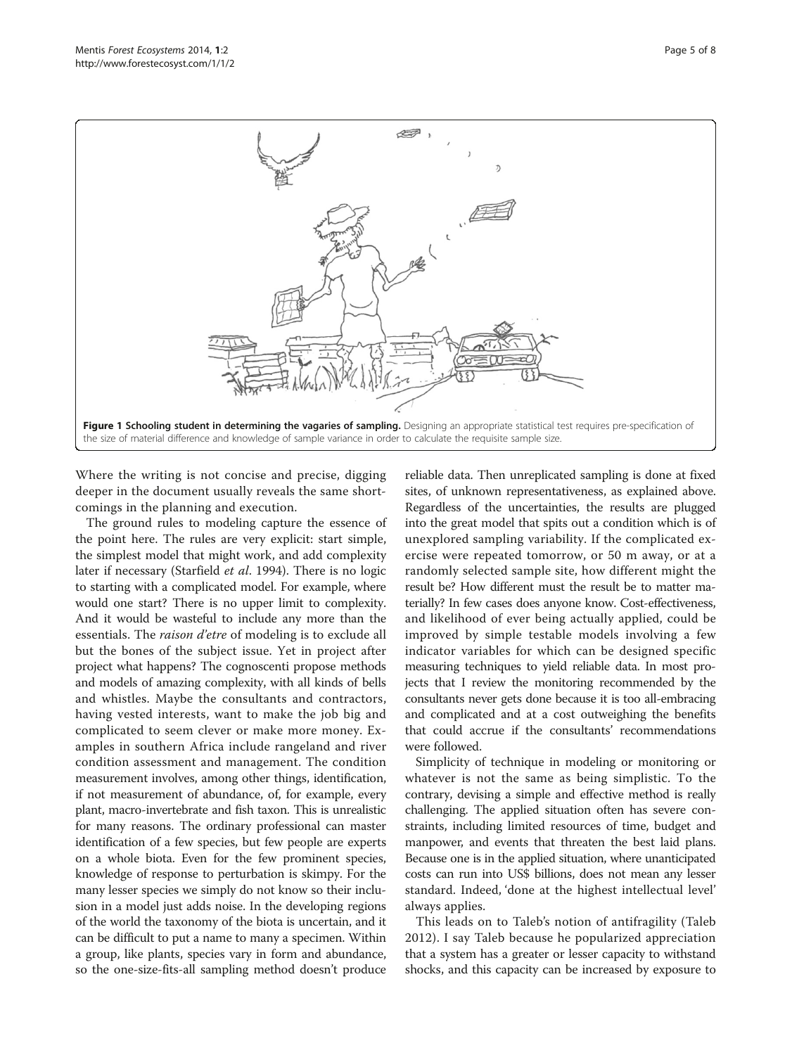**Figure 1 Schooling student in determining the vagaries of sampling.** Designing an appropriate statistical test requires pre-specification of the size of material difference and knowledge of sample variance in order to calculate the requisite sample size.

Where the writing is not concise and precise, digging deeper in the document usually reveals the same shortcomings in the planning and execution.

The ground rules to modeling capture the essence of the point here. The rules are very explicit: start simple, the simplest model that might work, and add complexity later if necessary (Starfield *et al*. 1994). There is no logic to starting with a complicated model. For example, where would one start? There is no upper limit to complexity. And it would be wasteful to include any more than the essentials. The *raison d'etre* of modeling is to exclude all but the bones of the subject issue. Yet in project after project what happens? The cognoscenti propose methods and models of amazing complexity, with all kinds of bells and whistles. Maybe the consultants and contractors, having vested interests, want to make the job big and complicated to seem clever or make more money. Examples in southern Africa include rangeland and river condition assessment and management. The condition measurement involves, among other things, identification, if not measurement of abundance, of, for example, every plant, macro-invertebrate and fish taxon. This is unrealistic for many reasons. The ordinary professional can master identification of a few species, but few people are experts on a whole biota. Even for the few prominent species, knowledge of response to perturbation is skimpy. For the many lesser species we simply do not know so their inclusion in a model just adds noise. In the developing regions of the world the taxonomy of the biota is uncertain, and it can be difficult to put a name to many a specimen. Within a group, like plants, species vary in form and abundance, so the one-size-fits-all sampling method doesn't produce reliable data. Then unreplicated sampling is done at fixed sites, of unknown representativeness, as explained above. Regardless of the uncertainties, the results are plugged into the great model that spits out a condition which is of unexplored sampling variability. If the complicated exercise were repeated tomorrow, or 50 m away, or at a randomly selected sample site, how different might the result be? How different must the result be to matter materially? In few cases does anyone know. Cost-effectiveness, and likelihood of ever being actually applied, could be improved by simple testable models involving a few indicator variables for which can be designed specific measuring techniques to yield reliable data. In most projects that I review the monitoring recommended by the consultants never gets done because it is too all-embracing and complicated and at a cost outweighing the benefits that could accrue if the consultants' recommendations were followed.

Simplicity of technique in modeling or monitoring or whatever is not the same as being simplistic. To the contrary, devising a simple and effective method is really challenging. The applied situation often has severe constraints, including limited resources of time, budget and manpower, and events that threaten the best laid plans. Because one is in the applied situation, where unanticipated costs can run into US$ billions, does not mean any lesser standard. Indeed, 'done at the highest intellectual level' always applies.

This leads on to Taleb's notion of antifragility (Taleb 2012). I say Taleb because he popularized appreciation that a system has a greater or lesser capacity to withstand shocks, and this capacity can be increased by exposure to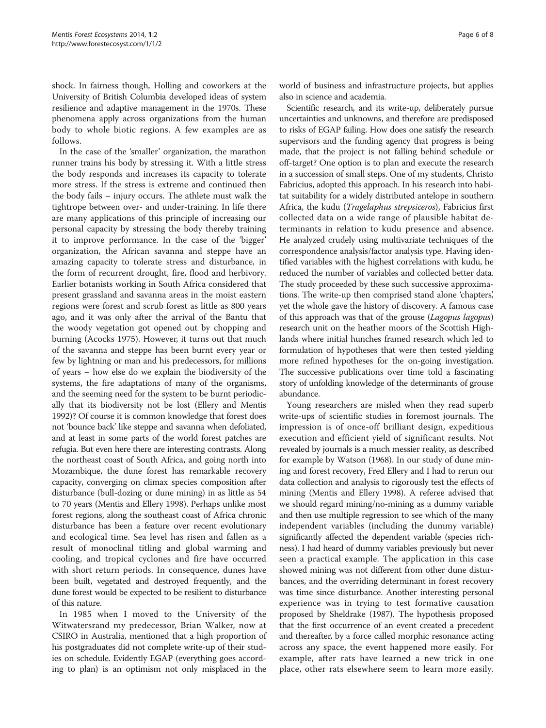shock. In fairness though, Holling and coworkers at the University of British Columbia developed ideas of system resilience and adaptive management in the 1970s. These phenomena apply across organizations from the human body to whole biotic regions. A few examples are as follows.

In the case of the 'smaller' organization, the marathon runner trains his body by stressing it. With a little stress the body responds and increases its capacity to tolerate more stress. If the stress is extreme and continued then the body fails – injury occurs. The athlete must walk the tightrope between over- and under-training. In life there are many applications of this principle of increasing our personal capacity by stressing the body thereby training it to improve performance. In the case of the 'bigger' organization, the African savanna and steppe have an amazing capacity to tolerate stress and disturbance, in the form of recurrent drought, fire, flood and herbivory. Earlier botanists working in South Africa considered that present grassland and savanna areas in the moist eastern regions were forest and scrub forest as little as 800 years ago, and it was only after the arrival of the Bantu that the woody vegetation got opened out by chopping and burning (Acocks 1975). However, it turns out that much of the savanna and steppe has been burnt every year or few by lightning or man and his predecessors, for millions of years – how else do we explain the biodiversity of the systems, the fire adaptations of many of the organisms, and the seeming need for the system to be burnt periodically that its biodiversity not be lost (Ellery and Mentis 1992)? Of course it is common knowledge that forest does not 'bounce back' like steppe and savanna when defoliated, and at least in some parts of the world forest patches are refugia. But even here there are interesting contrasts. Along the northeast coast of South Africa, and going north into Mozambique, the dune forest has remarkable recovery capacity, converging on climax species composition after disturbance (bull-dozing or dune mining) in as little as 54 to 70 years (Mentis and Ellery 1998). Perhaps unlike most forest regions, along the southeast coast of Africa chronic disturbance has been a feature over recent evolutionary and ecological time. Sea level has risen and fallen as a result of monoclinal titling and global warming and cooling, and tropical cyclones and fire have occurred with short return periods. In consequence, dunes have been built, vegetated and destroyed frequently, and the dune forest would be expected to be resilient to disturbance of this nature.

In 1985 when I moved to the University of the Witwatersrand my predecessor, Brian Walker, now at CSIRO in Australia, mentioned that a high proportion of his postgraduates did not complete write-up of their studies on schedule. Evidently EGAP (everything goes according to plan) is an optimism not only misplaced in the world of business and infrastructure projects, but applies also in science and academia.

Scientific research, and its write-up, deliberately pursue uncertainties and unknowns, and therefore are predisposed to risks of EGAP failing. How does one satisfy the research supervisors and the funding agency that progress is being made, that the project is not falling behind schedule or off-target? One option is to plan and execute the research in a succession of small steps. One of my students, Christo Fabricius, adopted this approach. In his research into habitat suitability for a widely distributed antelope in southern Africa, the kudu (*Tragelaphus strepsiceros*), Fabricius first collected data on a wide range of plausible habitat determinants in relation to kudu presence and absence. He analyzed crudely using multivariate techniques of the correspondence analysis/factor analysis type. Having identified variables with the highest correlations with kudu, he reduced the number of variables and collected better data. The study proceeded by these such successive approximations. The write-up then comprised stand alone 'chapters', yet the whole gave the history of discovery. A famous case of this approach was that of the grouse (*Lagopus lagopus*) research unit on the heather moors of the Scottish Highlands where initial hunches framed research which led to formulation of hypotheses that were then tested yielding more refined hypotheses for the on-going investigation. The successive publications over time told a fascinating story of unfolding knowledge of the determinants of grouse abundance.

Young researchers are misled when they read superb write-ups of scientific studies in foremost journals. The impression is of once-off brilliant design, expeditious execution and efficient yield of significant results. Not revealed by journals is a much messier reality, as described for example by Watson (1968). In our study of dune mining and forest recovery, Fred Ellery and I had to rerun our data collection and analysis to rigorously test the effects of mining (Mentis and Ellery 1998). A referee advised that we should regard mining/no-mining as a dummy variable and then use multiple regression to see which of the many independent variables (including the dummy variable) significantly affected the dependent variable (species richness). I had heard of dummy variables previously but never seen a practical example. The application in this case showed mining was not different from other dune disturbances, and the overriding determinant in forest recovery was time since disturbance. Another interesting personal experience was in trying to test formative causation proposed by Sheldrake (1987). The hypothesis proposed that the first occurrence of an event created a precedent and thereafter, by a force called morphic resonance acting across any space, the event happened more easily. For example, after rats have learned a new trick in one place, other rats elsewhere seem to learn more easily.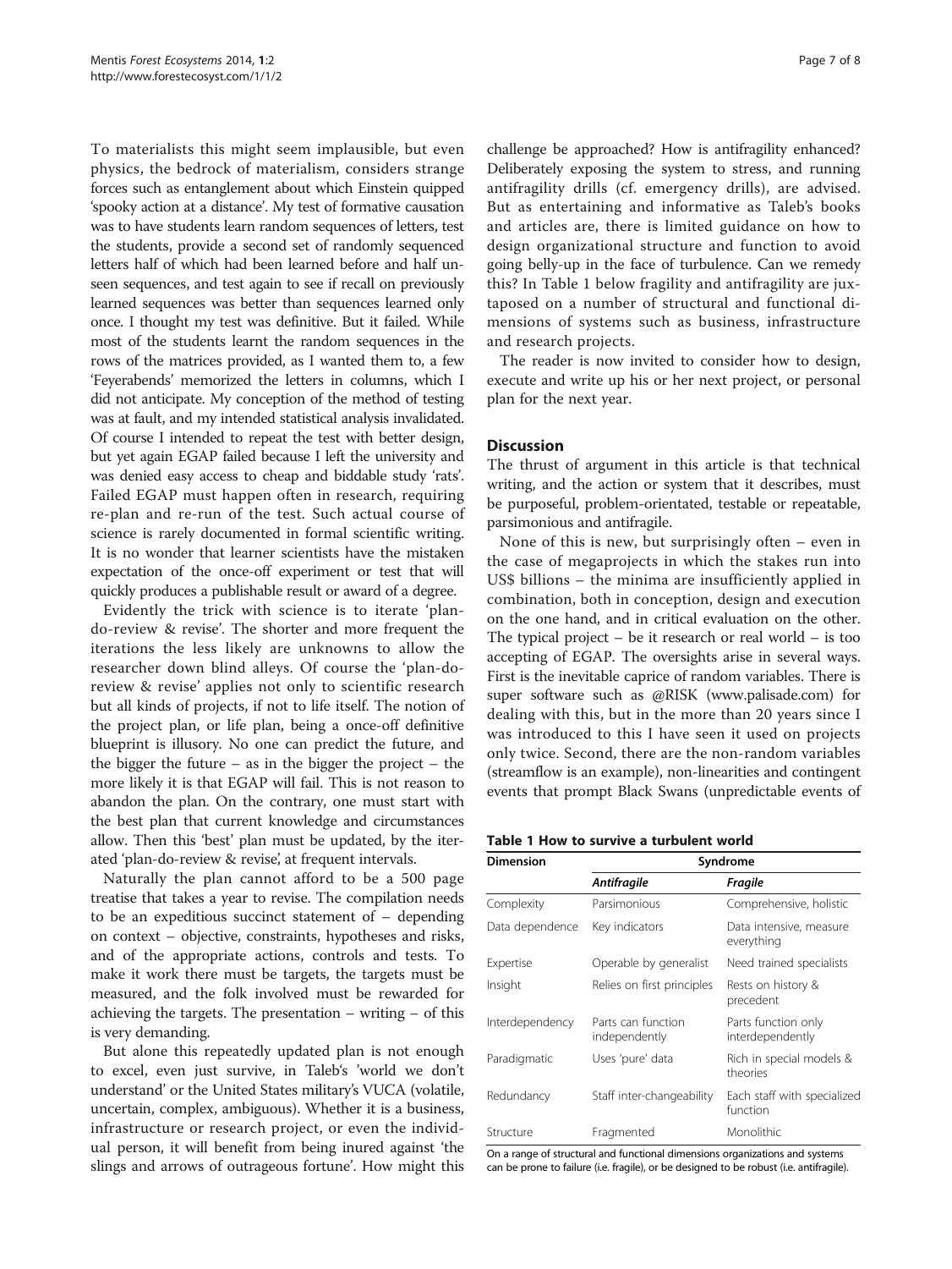To materialists this might seem implausible, but even physics, the bedrock of materialism, considers strange forces such as entanglement about which Einstein quipped 'spooky action at a distance'. My test of formative causation was to have students learn random sequences of letters, test the students, provide a second set of randomly sequenced letters half of which had been learned before and half unseen sequences, and test again to see if recall on previously learned sequences was better than sequences learned only once. I thought my test was definitive. But it failed. While most of the students learnt the random sequences in the rows of the matrices provided, as I wanted them to, a few 'Feyerabends' memorized the letters in columns, which I did not anticipate. My conception of the method of testing was at fault, and my intended statistical analysis invalidated. Of course I intended to repeat the test with better design, but yet again EGAP failed because I left the university and was denied easy access to cheap and biddable study 'rats'. Failed EGAP must happen often in research, requiring re-plan and re-run of the test. Such actual course of science is rarely documented in formal scientific writing. It is no wonder that learner scientists have the mistaken expectation of the once-off experiment or test that will quickly produces a publishable result or award of a degree.

Evidently the trick with science is to iterate 'plan-do-review & revise'. The shorter and more frequent the iterations the less likely are unknowns to allow the researcher down blind alleys. Of course the 'plan-do-review & revise' applies not only to scientific research but all kinds of projects, if not to life itself. The notion of the project plan, or life plan, being a once-off definitive blueprint is illusory. No one can predict the future, and the bigger the future – as in the bigger the project – the more likely it is that EGAP will fail. This is not reason to abandon the plan. On the contrary, one must start with the best plan that current knowledge and circumstances allow. Then this 'best' plan must be updated, by the iterated 'plan-do-review & revise', at frequent intervals.

Naturally the plan cannot afford to be a 500 page treatise that takes a year to revise. The compilation needs to be an expeditious succinct statement of – depending on context – objective, constraints, hypotheses and risks, and of the appropriate actions, controls and tests. To make it work there must be targets, the targets must be measured, and the folk involved must be rewarded for achieving the targets. The presentation – writing – of this is very demanding.

But alone this repeatedly updated plan is not enough to excel, even just survive, in Taleb's 'world we don't understand' or the United States military's VUCA (volatile, uncertain, complex, ambiguous). Whether it is a business, infrastructure or research project, or even the individual person, it will benefit from being inured against 'the slings and arrows of outrageous fortune'. How might this challenge be approached? How is antifragility enhanced? Deliberately exposing the system to stress, and running antifragility drills (cf. emergency drills), are advised. But as entertaining and informative as Taleb's books and articles are, there is limited guidance on how to design organizational structure and function to avoid going belly-up in the face of turbulence. Can we remedy this? In Table 1 below fragility and antifragility are juxtaposed on a number of structural and functional dimensions of systems such as business, infrastructure and research projects.

The reader is now invited to consider how to design, execute and write up his or her next project, or personal plan for the next year.

## Discussion

The thrust of argument in this article is that technical writing, and the action or system that it describes, must be purposeful, problem-orientated, testable or repeatable, parsimonious and antifragile.

None of this is new, but surprisingly often – even in the case of megaprojects in which the stakes run into US$ billions – the minima are insufficiently applied in combination, both in conception, design and execution on the one hand, and in critical evaluation on the other. The typical project – be it research or real world – is too accepting of EGAP. The oversights arise in several ways. First is the inevitable caprice of random variables. There is super software such as @RISK (www.palisade.com) for dealing with this, but in the more than 20 years since I was introduced to this I have seen it used on projects only twice. Second, there are the non-random variables (streamflow is an example), non-linearities and contingent events that prompt Black Swans (unpredictable events of

**Table 1 How to survive a turbulent world**

| Dimension | Syndrome | |
|---|---|---|
| | *Antifragile* | *Fragile* |
| Complexity | Parsimonious | Comprehensive, holistic |
| Data dependence | Key indicators | Data intensive, measure everything |
| Expertise | Operable by generalist | Need trained specialists |
| Insight | Relies on first principles | Rests on history & precedent |
| Interdependency | Parts can function independently | Parts function only interdependently |
| Paradigmatic | Uses 'pure' data | Rich in special models & theories |
| Redundancy | Staff inter-changeability | Each staff with specialized function |
| Structure | Fragmented | Monolithic |

On a range of structural and functional dimensions organizations and systems can be prone to failure (i.e. fragile), or be designed to be robust (i.e. antifragile).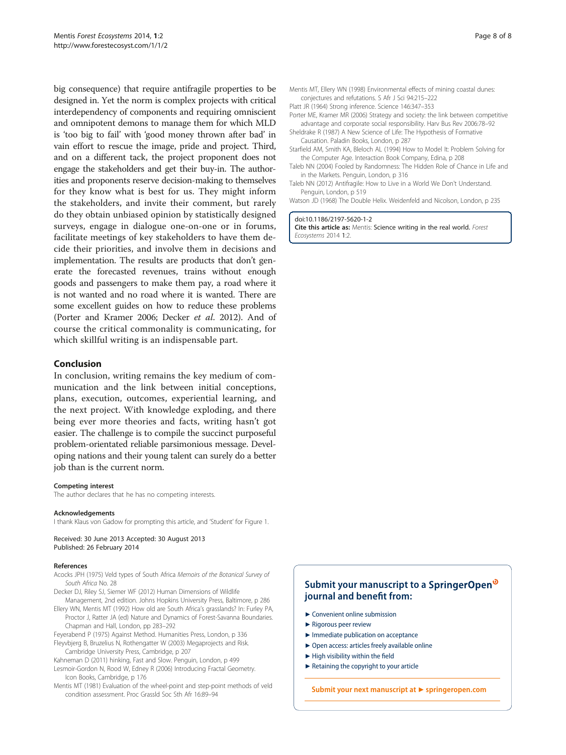big consequence) that require antifragile properties to be designed in. Yet the norm is complex projects with critical interdependency of components and requiring omniscient and omnipotent demons to manage them for which MLD is 'too big to fail' with 'good money thrown after bad' in vain effort to rescue the image, pride and project. Third, and on a different tack, the project proponent does not engage the stakeholders and get their buy-in. The authorities and proponents reserve decision-making to themselves for they know what is best for us. They might inform the stakeholders, and invite their comment, but rarely do they obtain unbiased opinion by statistically designed surveys, engage in dialogue one-on-one or in forums, facilitate meetings of key stakeholders to have them decide their priorities, and involve them in decisions and implementation. The results are products that don't generate the forecasted revenues, trains without enough goods and passengers to make them pay, a road where it is not wanted and no road where it is wanted. There are some excellent guides on how to reduce these problems (Porter and Kramer 2006; Decker *et al*. 2012). And of course the critical commonality is communicating, for which skillful writing is an indispensable part.

## Conclusion

In conclusion, writing remains the key medium of communication and the link between initial conceptions, plans, execution, outcomes, experiential learning, and the next project. With knowledge exploding, and there being ever more theories and facts, writing hasn't got easier. The challenge is to compile the succinct purposeful problem-orientated reliable parsimonious message. Developing nations and their young talent can surely do a better job than is the current norm.

#### Competing interest

The author declares that he has no competing interests.

#### Acknowledgements

I thank Klaus von Gadow for prompting this article, and 'Student' for Figure 1.

Received: 30 June 2013 Accepted: 30 August 2013
Published: 26 February 2014

#### References

Acocks JPH (1975) Veld types of South Africa *Memoirs of the Botanical Survey of South Africa* No. 28

Decker DJ, Riley SJ, Siemer WF (2012) Human Dimensions of Wildlife Management, 2nd edition. Johns Hopkins University Press, Baltimore, p 286

Ellery WN, Mentis MT (1992) How old are South Africa's grasslands? In: Furley PA, Proctor J, Ratter JA (ed) Nature and Dynamics of Forest-Savanna Boundaries. Chapman and Hall, London, pp 283–292

Feyerabend P (1975) Against Method. Humanities Press, London, p 336

Fleyvbjerg B, Bruzelius N, Rothengatter W (2003) Megaprojects and Risk. Cambridge University Press, Cambridge, p 207

Kahneman D (2011) hinking, Fast and Slow. Penguin, London, p 499

Lesmoir-Gordon N, Rood W, Edney R (2006) Introducing Fractal Geometry. Icon Books, Cambridge, p 176

Mentis MT (1981) Evaluation of the wheel-point and step-point methods of veld condition assessment. Proc Grassld Soc Sth Afr 16:89–94

Mentis MT, Ellery WN (1998) Environmental effects of mining coastal dunes: conjectures and refutations. S Afr J Sci 94:215–222

Platt JR (1964) Strong inference. Science 146:347–353

Porter ME, Kramer MR (2006) Strategy and society: the link between competitive advantage and corporate social responsibility. Harv Bus Rev 2006:78–92

Sheldrake R (1987) A New Science of Life: The Hypothesis of Formative Causation. Paladin Books, London, p 287

Starfield AM, Smith KA, Bleloch AL (1994) How to Model It: Problem Solving for the Computer Age. Interaction Book Company, Edina, p 208

Taleb NN (2004) Fooled by Randomness: The Hidden Role of Chance in Life and in the Markets. Penguin, London, p 316

Taleb NN (2012) Antifragile: How to Live in a World We Don't Understand. Penguin, London, p 519

Watson JD (1968) The Double Helix. Weidenfeld and Nicolson, London, p 235

doi:10.1186/2197-5620-1-2
**Cite this article as:** Mentis: Science writing in the real world. *Forest Ecosystems* 2014 **1**:2.

**Submit your manuscript to a SpringerOpen journal and benefit from:**

- ► Convenient online submission
- ► Rigorous peer review
- ► Immediate publication on acceptance
- ► Open access: articles freely available online
- ► High visibility within the field
- ► Retaining the copyright to your article

**Submit your next manuscript at ► springeropen.com**